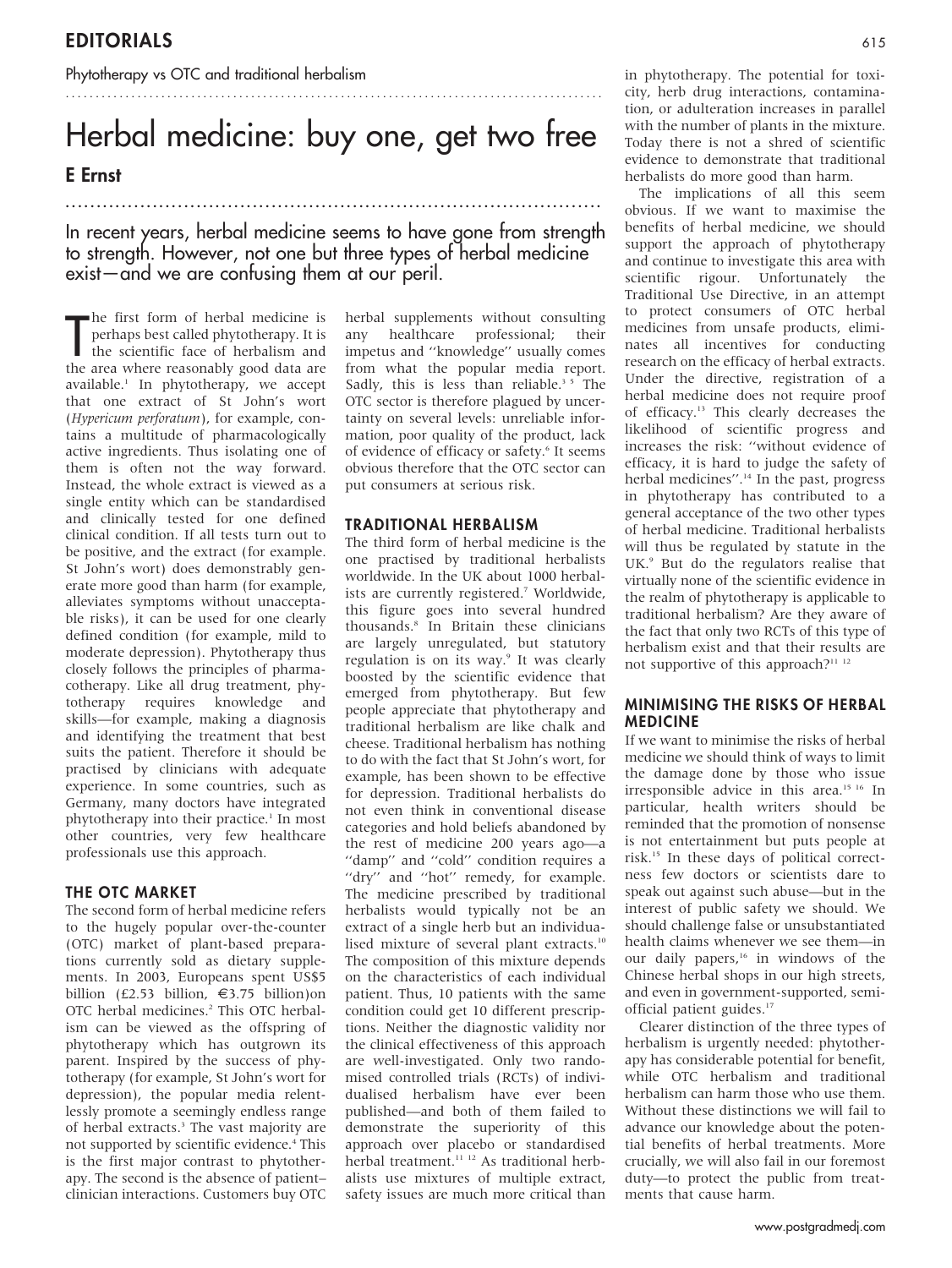EDITORIALS

Phytotherapy vs OTC and traditional herbalism

# Herbal medicine: buy one, get two free

**E Ernst**

In recent years, herbal medicine seems to have gone from strength to strength. However, not one but three types of herbal medicine exist—and we are confusing them at our peril.

The first form of herbal medicine is perhaps best called phytotherapy. It is the scientific face of herbalism and the area where reasonably good data are available.[1] In phytotherapy, we accept that one extract of St John's wort (*Hypericum perforatum*), for example, contains a multitude of pharmacologically active ingredients. Thus isolating one of them is often not the way forward. Instead, the whole extract is viewed as a single entity which can be standardised and clinically tested for one defined clinical condition. If all tests turn out to be positive, and the extract (for example. St John's wort) does demonstrably generate more good than harm (for example, alleviates symptoms without unacceptable risks), it can be used for one clearly defined condition (for example, mild to moderate depression). Phytotherapy thus closely follows the principles of pharmacotherapy. Like all drug treatment, phytotherapy requires knowledge and skills—for example, making a diagnosis and identifying the treatment that best suits the patient. Therefore it should be practised by clinicians with adequate experience. In some countries, such as Germany, many doctors have integrated phytotherapy into their practice.[1] In most other countries, very few healthcare professionals use this approach.

## THE OTC MARKET

The second form of herbal medicine refers to the hugely popular over-the-counter (OTC) market of plant-based preparations currently sold as dietary supplements. In 2003, Europeans spent US$5 billion (£2.53 billion, €3.75 billion)on OTC herbal medicines.[2] This OTC herbalism can be viewed as the offspring of phytotherapy which has outgrown its parent. Inspired by the success of phytotherapy (for example, St John's wort for depression), the popular media relentlessly promote a seemingly endless range of herbal extracts.[3] The vast majority are not supported by scientific evidence.[4] This is the first major contrast to phytotherapy. The second is the absence of patient–clinician interactions. Customers buy OTC herbal supplements without consulting any healthcare professional; their impetus and "knowledge" usually comes from what the popular media report. Sadly, this is less than reliable.[3,5] The OTC sector is therefore plagued by uncertainty on several levels: unreliable information, poor quality of the product, lack of evidence of efficacy or safety.[6] It seems obvious therefore that the OTC sector can put consumers at serious risk.

## TRADITIONAL HERBALISM

The third form of herbal medicine is the one practised by traditional herbalists worldwide. In the UK about 1000 herbalists are currently registered.[7] Worldwide, this figure goes into several hundred thousands.[8] In Britain these clinicians are largely unregulated, but statutory regulation is on its way.[9] It was clearly boosted by the scientific evidence that emerged from phytotherapy. But few people appreciate that phytotherapy and traditional herbalism are like chalk and cheese. Traditional herbalism has nothing to do with the fact that St John's wort, for example, has been shown to be effective for depression. Traditional herbalists do not even think in conventional disease categories and hold beliefs abandoned by the rest of medicine 200 years ago—a "damp" and "cold" condition requires a "dry" and "hot" remedy, for example. The medicine prescribed by traditional herbalists would typically not be an extract of a single herb but an individualised mixture of several plant extracts.[10] The composition of this mixture depends on the characteristics of each individual patient. Thus, 10 patients with the same condition could get 10 different prescriptions. Neither the diagnostic validity nor the clinical effectiveness of this approach are well-investigated. Only two randomised controlled trials (RCTs) of individualised herbalism have ever been published—and both of them failed to demonstrate the superiority of this approach over placebo or standardised herbal treatment.[11,12] As traditional herbalists use mixtures of multiple extract, safety issues are much more critical than in phytotherapy. The potential for toxicity, herb drug interactions, contamination, or adulteration increases in parallel with the number of plants in the mixture. Today there is not a shred of scientific evidence to demonstrate that traditional herbalists do more good than harm.

The implications of all this seem obvious. If we want to maximise the benefits of herbal medicine, we should support the approach of phytotherapy and continue to investigate this area with scientific rigour. Unfortunately the Traditional Use Directive, in an attempt to protect consumers of OTC herbal medicines from unsafe products, eliminates all incentives for conducting research on the efficacy of herbal extracts. Under the directive, registration of a herbal medicine does not require proof of efficacy.[13] This clearly decreases the likelihood of scientific progress and increases the risk: "without evidence of efficacy, it is hard to judge the safety of herbal medicines".[14] In the past, progress in phytotherapy has contributed to a general acceptance of the two other types of herbal medicine. Traditional herbalists will thus be regulated by statute in the UK.[9] But do the regulators realise that virtually none of the scientific evidence in the realm of phytotherapy is applicable to traditional herbalism? Are they aware of the fact that only two RCTs of this type of herbalism exist and that their results are not supportive of this approach?[11,12]

## MINIMISING THE RISKS OF HERBAL MEDICINE

If we want to minimise the risks of herbal medicine we should think of ways to limit the damage done by those who issue irresponsible advice in this area.[15,16] In particular, health writers should be reminded that the promotion of nonsense is not entertainment but puts people at risk.[15] In these days of political correctness few doctors or scientists dare to speak out against such abuse—but in the interest of public safety we should. We should challenge false or unsubstantiated health claims whenever we see them—in our daily papers,[16] in windows of the Chinese herbal shops in our high streets, and even in government-supported, semi-official patient guides.[17]

Clearer distinction of the three types of herbalism is urgently needed: phytotherapy has considerable potential for benefit, while OTC herbalism and traditional herbalism can harm those who use them. Without these distinctions we will fail to advance our knowledge about the potential benefits of herbal treatments. More crucially, we will also fail in our foremost duty—to protect the public from treatments that cause harm.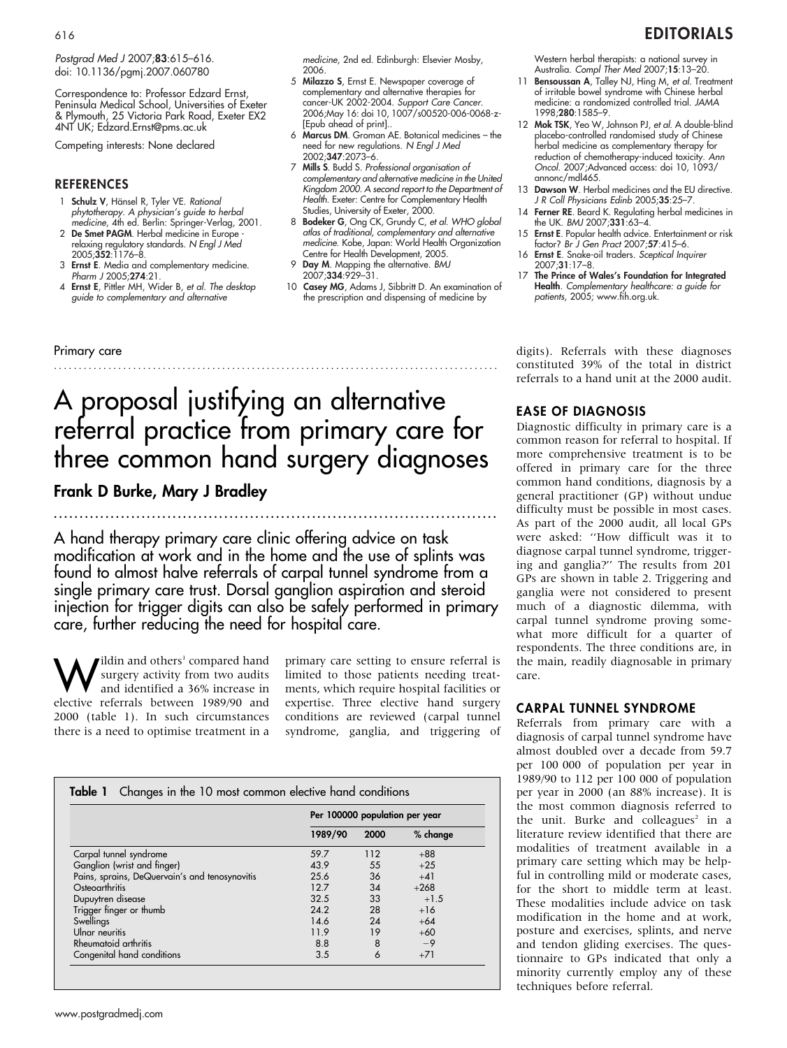Postgrad Med J 2007;**83**:615–616. doi: 10.1136/pgmj.2007.060780

Correspondence to: Professor Edzard Ernst, Peninsula Medical School, Universities of Exeter & Plymouth, 25 Victoria Park Road, Exeter EX2 4NT UK; Edzard.Ernst@pms.ac.uk

Competing interests: None declared

## REFERENCES

1. **Schulz V**, Hänsel R, Tyler VE. *Rational phytotherapy. A physician's guide to herbal medicine*, 4th ed. Berlin: Springer-Verlag, 2001.
2. **De Smet PAGM**. Herbal medicine in Europe - relaxing regulatory standards. *N Engl J Med* 2005;**352**:1176–8.
3. **Ernst E**. Media and complementary medicine. *Pharm J* 2005;**274**:21.
4. **Ernst E**, Pittler MH, Wider B, *et al. The desktop guide to complementary and alternative medicine*, 2nd ed. Edinburgh: Elsevier Mosby, 2006.
5. **Milazzo S**, Ernst E. Newspaper coverage of complementary and alternative therapies for cancer-UK 2002-2004. *Support Care Cancer*. 2006;May 16: doi 10, 1007/s00520-006-0068-z-[Epub ahead of print]..
6. **Marcus DM**. Groman AE. Botanical medicines – the need for new regulations. *N Engl J Med* 2002;**347**:2073–6.
7. **Mills S**. Budd S. *Professional organisation of complementary and alternative medicine in the United Kingdom 2000. A second report to the Department of Health*. Exeter: Centre for Complementary Health Studies, University of Exeter, 2000.
8. **Bodeker G**, Ong CK, Grundy C, *et al. WHO global atlas of traditional, complementary and alternative medicine*. Kobe, Japan: World Health Organization Centre for Health Development, 2005.
9. **Day M**. Mapping the alternative. *BMJ* 2007;**334**:929–31.
10. **Casey MG**, Adams J, Sibbritt D. An examination of the prescription and dispensing of medicine by Western herbal therapists: a national survey in Australia. *Compl Ther Med* 2007;**15**:13–20.
11. **Bensoussan A**, Talley NJ, Hing M, *et al*. Treatment of irritable bowel syndrome with Chinese herbal medicine: a randomized controlled trial. *JAMA* 1998;**280**:1585–9.
12. **Mok TSK**, Yeo W, Johnson PJ, *et al*. A double-blind placebo-controlled randomised study of Chinese herbal medicine as complementary therapy for reduction of chemotherapy-induced toxicity. *Ann Oncol*. 2007;Advanced access: doi 10, 1093/annonc/mdl465.
13. **Dawson W**. Herbal medicines and the EU directive. *J R Coll Physicians Edinb* 2005;**35**:25–7.
14. **Ferner RE**. Beard K. Regulating herbal medicines in the UK. *BMJ* 2007;**331**:63–4.
15. **Ernst E**. Popular health advice. Entertainment or risk factor? *Br J Gen Pract* 2007;**57**:415–6.
16. **Ernst E**. Snake-oil traders. *Sceptical Inquirer* 2007;**31**:17–8.
17. **The Prince of Wales's Foundation for Integrated Health**. *Complementary healthcare: a guide for patients*, 2005; www.fih.org.uk.

Primary care

# A proposal justifying an alternative referral practice from primary care for three common hand surgery diagnoses

**Frank D Burke, Mary J Bradley**

A hand therapy primary care clinic offering advice on task modification at work and in the home and the use of splints was found to almost halve referrals of carpal tunnel syndrome from a single primary care trust. Dorsal ganglion aspiration and steroid injection for trigger digits can also be safely performed in primary care, further reducing the need for hospital care.

Wildin and others[1] compared hand surgery activity from two audits and identified a 36% increase in elective referrals between 1989/90 and 2000 (table 1). In such circumstances there is a need to optimise treatment in a primary care setting to ensure referral is limited to those patients needing treatments, which require hospital facilities or expertise. Three elective hand surgery conditions are reviewed (carpal tunnel syndrome, ganglia, and triggering of digits). Referrals with these diagnoses constituted 39% of the total in district referrals to a hand unit at the 2000 audit.

**Table 1** Changes in the 10 most common elective hand conditions

| | Per 100000 population per year | | |
|---|---|---|---|
| | 1989/90 | 2000 | % change |
| Carpal tunnel syndrome | 59.7 | 112 | +88 |
| Ganglion (wrist and finger) | 43.9 | 55 | +25 |
| Pains, sprains, DeQuervain's and tenosynovitis | 25.6 | 36 | +41 |
| Osteoarthritis | 12.7 | 34 | +268 |
| Dupuytren disease | 32.5 | 33 | +1.5 |
| Trigger finger or thumb | 24.2 | 28 | +16 |
| Swellings | 14.6 | 24 | +64 |
| Ulnar neuritis | 11.9 | 19 | +60 |
| Rheumatoid arthritis | 8.8 | 8 | −9 |
| Congenital hand conditions | 3.5 | 6 | +71 |

## EASE OF DIAGNOSIS

Diagnostic difficulty in primary care is a common reason for referral to hospital. If more comprehensive treatment is to be offered in primary care for the three common hand conditions, diagnosis by a general practitioner (GP) without undue difficulty must be possible in most cases. As part of the 2000 audit, all local GPs were asked: "How difficult was it to diagnose carpal tunnel syndrome, triggering and ganglia?" The results from 201 GPs are shown in table 2. Triggering and ganglia were not considered to present much of a diagnostic dilemma, with carpal tunnel syndrome proving somewhat more difficult for a quarter of respondents. The three conditions are, in the main, readily diagnosable in primary care.

## CARPAL TUNNEL SYNDROME

Referrals from primary care with a diagnosis of carpal tunnel syndrome have almost doubled over a decade from 59.7 per 100 000 of population per year in 1989/90 to 112 per 100 000 of population per year in 2000 (an 88% increase). It is the most common diagnosis referred to the unit. Burke and colleagues[2] in a literature review identified that there are modalities of treatment available in a primary care setting which may be helpful in controlling mild or moderate cases, for the short to middle term at least. These modalities include advice on task modification in the home and at work, posture and exercises, splints, and nerve and tendon gliding exercises. The questionnaire to GPs indicated that only a minority currently employ any of these techniques before referral.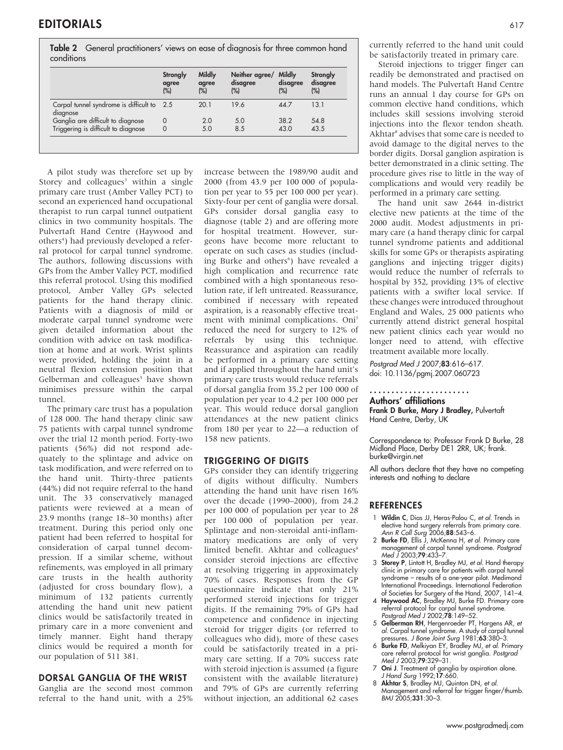**Table 2** General practitioners' views on ease of diagnosis for three common hand conditions

| | Strongly agree (%) | Mildly agree (%) | Neither agree/ disagree (%) | Mildly disagree (%) | Strongly disagree (%) |
|---|---|---|---|---|---|
| Carpal tunnel syndrome is difficult to diagnose | 2.5 | 20.1 | 19.6 | 44.7 | 13.1 |
| Ganglia are difficult to diagnose | 0 | 2.0 | 5.0 | 38.2 | 54.8 |
| Triggering is difficult to diagnose | 0 | 5.0 | 8.5 | 43.0 | 43.5 |

A pilot study was therefore set up by Storey and colleagues[3] within a single primary care trust (Amber Valley PCT) to second an experienced hand occupational therapist to run carpal tunnel outpatient clinics in two community hospitals. The Pulvertaft Hand Centre (Haywood and others[4]) had previously developed a referral protocol for carpal tunnel syndrome. The authors, following discussions with GPs from the Amber Valley PCT, modified this referral protocol. Using this modified protocol, Amber Valley GPs selected patients for the hand therapy clinic. Patients with a diagnosis of mild or moderate carpal tunnel syndrome were given detailed information about the condition with advice on task modification at home and at work. Wrist splints were provided, holding the joint in a neutral flexion extension position that Gelberman and colleagues[5] have shown minimises pressure within the carpal tunnel.

The primary care trust has a population of 128 000. The hand therapy clinic saw 75 patients with carpal tunnel syndrome over the trial 12 month period. Forty-two patients (56%) did not respond adequately to the splintage and advice on task modification, and were referred on to the hand unit. Thirty-three patients (44%) did not require referral to the hand unit. The 33 conservatively managed patients were reviewed at a mean of 23.9 months (range 18–30 months) after treatment. During this period only one patient had been referred to hospital for consideration of carpal tunnel decompression. If a similar scheme, without refinements, was employed in all primary care trusts in the health authority (adjusted for cross boundary flow), a minimum of 132 patients currently attending the hand unit new patient clinics would be satisfactorily treated in primary care in a more convenient and timely manner. Eight hand therapy clinics would be required a month for our population of 511 381.

## DORSAL GANGLIA OF THE WRIST

Ganglia are the second most common referral to the hand unit, with a 25% increase between the 1989/90 audit and 2000 (from 43.9 per 100 000 of population per year to 55 per 100 000 per year). Sixty-four per cent of ganglia were dorsal. GPs consider dorsal ganglia easy to diagnose (table 2) and are offering more for hospital treatment. However, surgeons have become more reluctant to operate on such cases as studies (including Burke and others[6]) have revealed a high complication and recurrence rate combined with a high spontaneous resolution rate, if left untreated. Reassurance, combined if necessary with repeated aspiration, is a reasonably effective treatment with minimal complications. Oni[7] reduced the need for surgery to 12% of referrals by using this technique. Reassurance and aspiration can readily be performed in a primary care setting and if applied throughout the hand unit's primary care trusts would reduce referrals of dorsal ganglia from 35.2 per 100 000 of population per year to 4.2 per 100 000 per year. This would reduce dorsal ganglion attendances at the new patient clinics from 180 per year to 22—a reduction of 158 new patients.

## TRIGGERING OF DIGITS

GPs consider they can identify triggering of digits without difficulty. Numbers attending the hand unit have risen 16% over the decade (1990–2000), from 24.2 per 100 000 of population per year to 28 per 100 000 of population per year. Splintage and non-steroidal anti-inflammatory medications are only of very limited benefit. Akhtar and colleagues[8] consider steroid injections are effective at resolving triggering in approximately 70% of cases. Responses from the GP questionnaire indicate that only 21% performed steroid injections for trigger digits. If the remaining 79% of GPs had competence and confidence in injecting steroid for trigger digits (or referred to colleagues who did), more of these cases could be satisfactorily treated in a primary care setting. If a 70% success rate with steroid injection is assumed (a figure consistent with the available literature) and 79% of GPs are currently referring without injection, an additional 62 cases currently referred to the hand unit could be satisfactorily treated in primary care.

Steroid injections to trigger finger can readily be demonstrated and practised on hand models. The Pulvertaft Hand Centre runs an annual 1 day course for GPs on common elective hand conditions, which includes skill sessions involving steroid injections into the flexor tendon sheath. Akhtar[8] advises that some care is needed to avoid damage to the digital nerves to the border digits. Dorsal ganglion aspiration is better demonstrated in a clinic setting. The procedure gives rise to little in the way of complications and would very readily be performed in a primary care setting.

The hand unit saw 2644 in-district elective new patients at the time of the 2000 audit. Modest adjustments in primary care (a hand therapy clinic for carpal tunnel syndrome patients and additional skills for some GPs or therapists aspirating ganglions and injecting trigger digits) would reduce the number of referrals to hospital by 352, providing 13% of elective patients with a swifter local service. If these changes were introduced throughout England and Wales, 25 000 patients who currently attend district general hospital new patient clinics each year would no longer need to attend, with effective treatment available more locally.

*Postgrad Med J* 2007;**83**:616–617.
doi: 10.1136/pgmj.2007.060723

### Authors' affiliations

**Frank D Burke, Mary J Bradley,** Pulvertaft Hand Centre, Derby, UK

Correspondence to: Professor Frank D Burke, 28 Midland Place, Derby DE1 2RR, UK; frank.burke@virgin.net

All authors declare that they have no competing interests and nothing to declare

## REFERENCES

1. **Wildin C**, Dias JJ, Heras-Palou C, *et al*. Trends in elective hand surgery referrals from primary care. *Ann R Coll Surg* 2006;**88**:543–6.
2. **Burke FD**, Ellis J, McKenna H, *et al*. Primary care management of carpal tunnel syndrome. *Postgrad Med J* 2003;**79**:433–7.
3. **Storey P**, Lintott H, Bradley MJ, *et al*. Hand therapy clinic in primary care for patients with carpal tunnel syndrome – results of a one-year pilot. Medimond International Proceedings. International Federation of Societies for Surgery of the Hand, 2007, 141–4.
4. **Haywood AC**, Bradley MJ, Burke FD. Primary care referral protocol for carpal tunnel syndrome. *Postgrad Med J* 2002;**78**:149–52.
5. **Gelberman RH**, Hergenroeder PT, Hargens AR, *et al*. Carpal tunnel syndrome. A study of carpal tunnel pressures. *J Bone Joint Surg* 1981;**63**:380–3.
6. **Burke FD**, Melkiyan EY, Bradley MJ, *et al*. Primary care referral protocol for wrist ganglia. *Postgrad Med J* 2003;**79**:329–31.
7. **Oni J**. Treatment of ganglia by aspiration alone. *J Hand Surg* 1992;**17**:660.
8. **Akhtar S**, Bradley MJ, Quinton DN, *et al*. Management and referral for trigger finger/thumb. *BMJ* 2005;**331**:30–3.